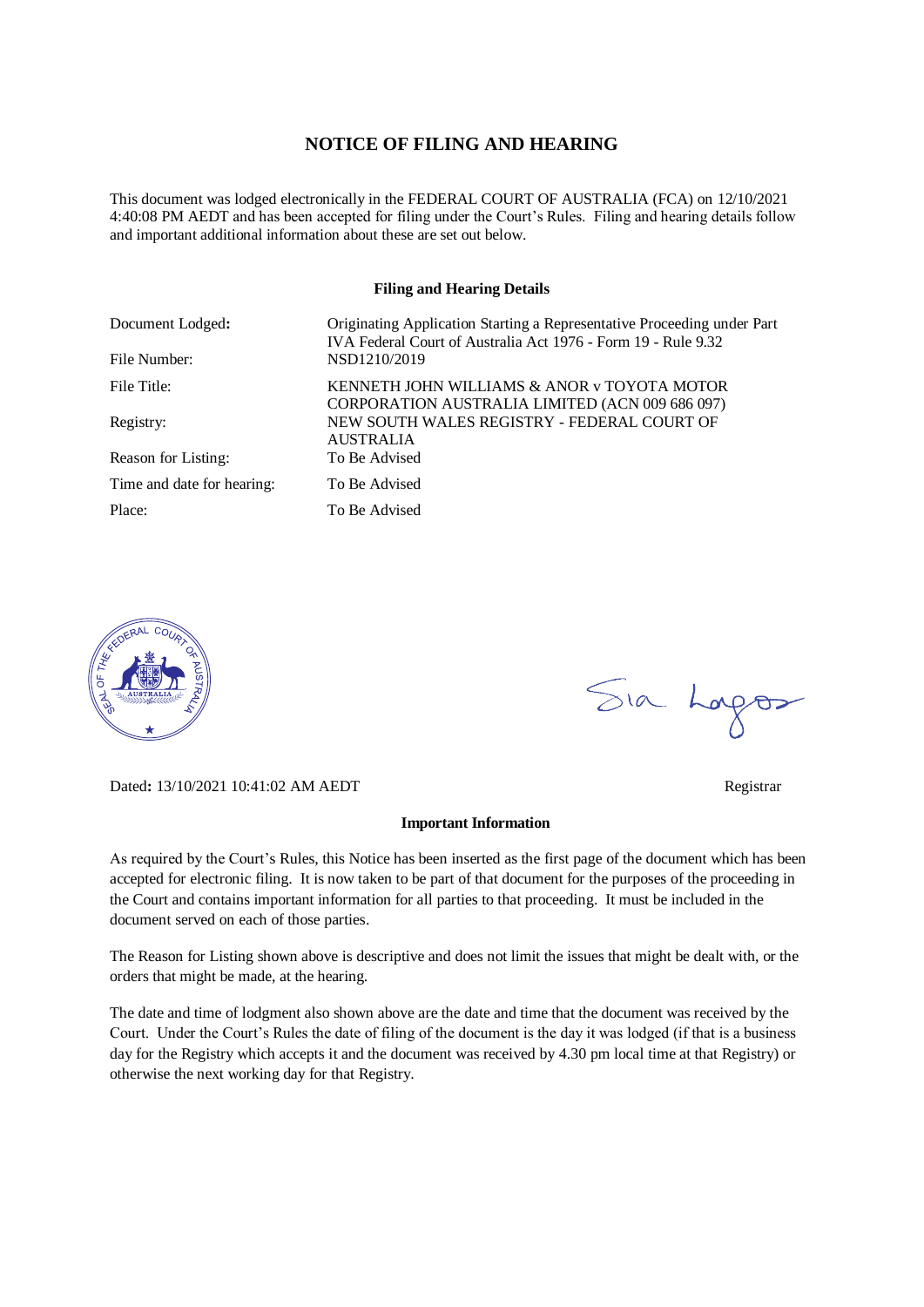# NOTICE OF FILING AND HEARING

This document was lodged electronically in the FEDERAL COURT OF AUSTRALIA (FCA) on 12/10/2021 4:40:08 PM AEDT and has been accepted for filing under the Court's Rules. Filing and hearing details follow and important additional information about these are set out below.

### Filing and Hearing Details

| | |
|---|---|
| Document Lodged: | Originating Application Starting a Representative Proceeding under Part IVA Federal Court of Australia Act 1976 - Form 19 - Rule 9.32 |
| File Number: | NSD1210/2019 |
| File Title: | KENNETH JOHN WILLIAMS & ANOR v TOYOTA MOTOR CORPORATION AUSTRALIA LIMITED (ACN 009 686 097) |
| Registry: | NEW SOUTH WALES REGISTRY - FEDERAL COURT OF AUSTRALIA |
| Reason for Listing: | To Be Advised |
| Time and date for hearing: | To Be Advised |
| Place: | To Be Advised |

Dated: 13/10/2021 10:41:02 AM AEDT

Registrar

### Important Information

As required by the Court's Rules, this Notice has been inserted as the first page of the document which has been accepted for electronic filing. It is now taken to be part of that document for the purposes of the proceeding in the Court and contains important information for all parties to that proceeding. It must be included in the document served on each of those parties.

The Reason for Listing shown above is descriptive and does not limit the issues that might be dealt with, or the orders that might be made, at the hearing.

The date and time of lodgment also shown above are the date and time that the document was received by the Court. Under the Court's Rules the date of filing of the document is the day it was lodged (if that is a business day for the Registry which accepts it and the document was received by 4.30 pm local time at that Registry) or otherwise the next working day for that Registry.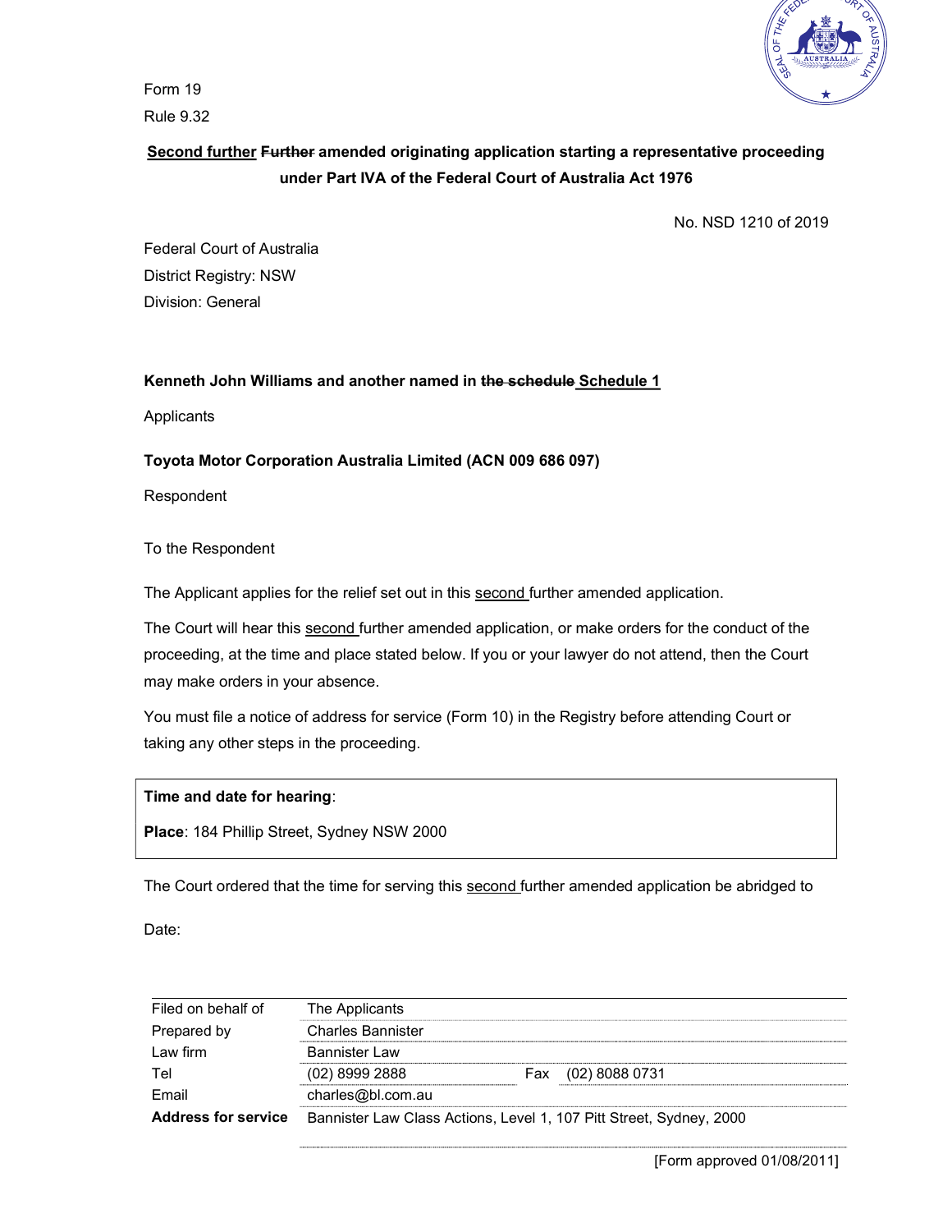Form 19

Rule 9.32

**<u>Second further</u> ~~Further~~ amended originating application starting a representative proceeding under Part IVA of the Federal Court of Australia Act 1976**

No. NSD 1210 of 2019

Federal Court of Australia

District Registry: NSW

Division: General

**Kenneth John Williams and another named in ~~the schedule~~ <u>Schedule 1</u>**

Applicants

**Toyota Motor Corporation Australia Limited (ACN 009 686 097)**

Respondent

To the Respondent

The Applicant applies for the relief set out in this <u>second</u> further amended application.

The Court will hear this <u>second</u> further amended application, or make orders for the conduct of the proceeding, at the time and place stated below. If you or your lawyer do not attend, then the Court may make orders in your absence.

You must file a notice of address for service (Form 10) in the Registry before attending Court or taking any other steps in the proceeding.

**Time and date for hearing**:

**Place**: 184 Phillip Street, Sydney NSW 2000

The Court ordered that the time for serving this <u>second</u> further amended application be abridged to

Date:

| | | | |
|---|---|---|---|
| Filed on behalf of | The Applicants | | |
| Prepared by | Charles Bannister | | |
| Law firm | Bannister Law | | |
| Tel | (02) 8999 2888 | Fax | (02) 8088 0731 |
| Email | charles@bl.com.au | | |
| **Address for service** | Bannister Law Class Actions, Level 1, 107 Pitt Street, Sydney, 2000 | | |

[Form approved 01/08/2011]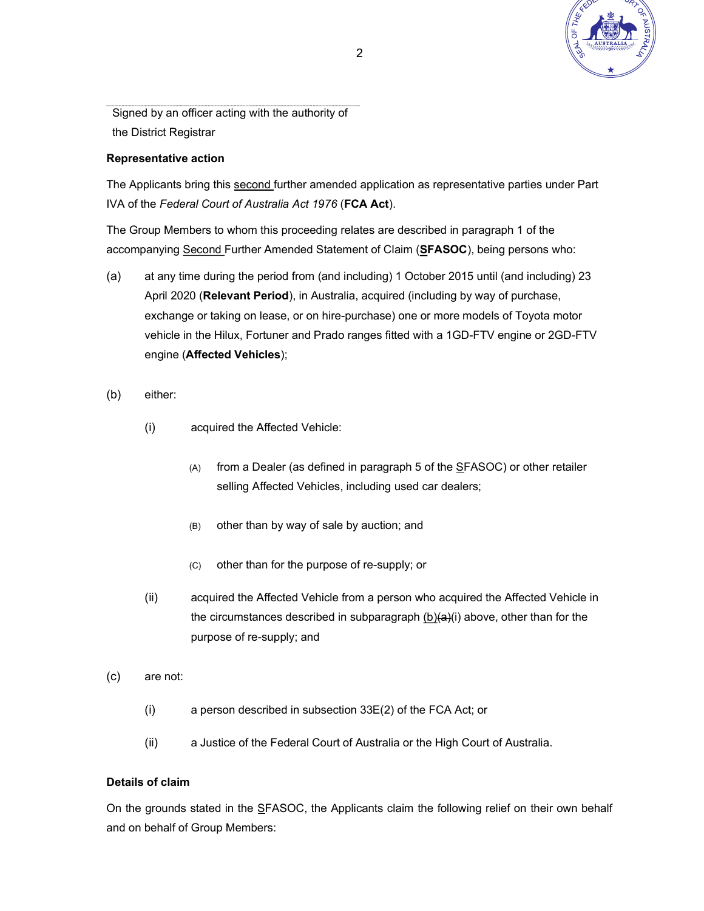Signed by an officer acting with the authority of the District Registrar

**Representative action**

The Applicants bring this <u>second</u> further amended application as representative parties under Part IVA of the *Federal Court of Australia Act 1976* (**FCA Act**).

The Group Members to whom this proceeding relates are described in paragraph 1 of the accompanying <u>Second</u> Further Amended Statement of Claim (**<u>S</u>FASOC**), being persons who:

(a) at any time during the period from (and including) 1 October 2015 until (and including) 23 April 2020 (**Relevant Period**), in Australia, acquired (including by way of purchase, exchange or taking on lease, or on hire-purchase) one or more models of Toyota motor vehicle in the Hilux, Fortuner and Prado ranges fitted with a 1GD-FTV engine or 2GD-FTV engine (**Affected Vehicles**);

(b) either:

  (i) acquired the Affected Vehicle:

    (A) from a Dealer (as defined in paragraph 5 of the <u>S</u>FASOC) or other retailer selling Affected Vehicles, including used car dealers;

    (B) other than by way of sale by auction; and

    (C) other than for the purpose of re-supply; or

  (ii) acquired the Affected Vehicle from a person who acquired the Affected Vehicle in the circumstances described in subparagraph <u>(b)</u>~~(a)~~(i) above, other than for the purpose of re-supply; and

(c) are not:

  (i) a person described in subsection 33E(2) of the FCA Act; or

  (ii) a Justice of the Federal Court of Australia or the High Court of Australia.

**Details of claim**

On the grounds stated in the <u>S</u>FASOC, the Applicants claim the following relief on their own behalf and on behalf of Group Members: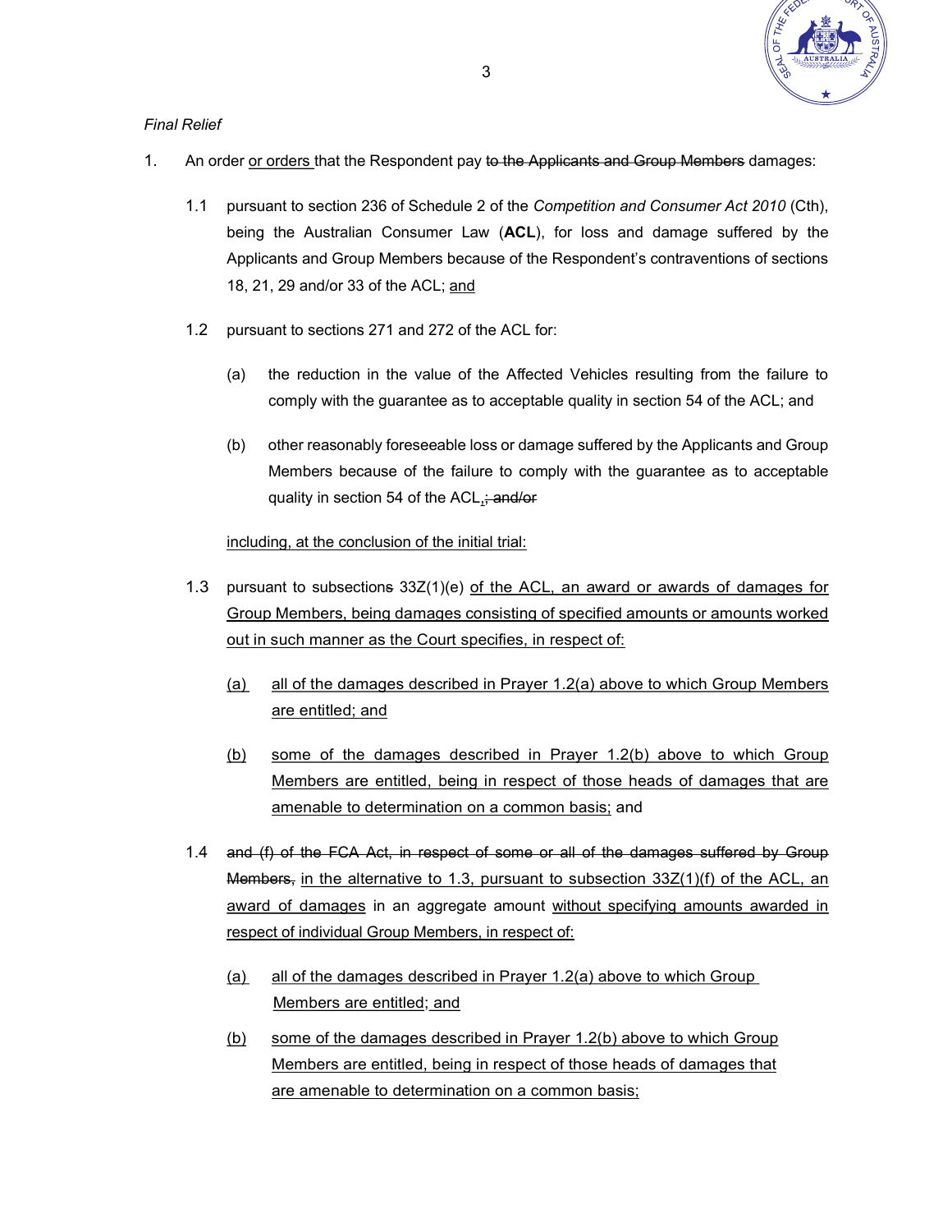*Final Relief*

1. An order <u>or orders</u> that the Respondent pay ~~to the Applicants and Group Members~~ damages:

   1.1 pursuant to section 236 of Schedule 2 of the *Competition and Consumer Act 2010* (Cth), being the Australian Consumer Law (**ACL**), for loss and damage suffered by the Applicants and Group Members because of the Respondent's contraventions of sections 18, 21, 29 and/or 33 of the ACL; <u>and</u>

   1.2 pursuant to sections 271 and 272 of the ACL for:

      (a) the reduction in the value of the Affected Vehicles resulting from the failure to comply with the guarantee as to acceptable quality in section 54 of the ACL; and

      (b) other reasonably foreseeable loss or damage suffered by the Applicants and Group Members because of the failure to comply with the guarantee as to acceptable quality in section 54 of the ACL<u>,</u>~~; and/or~~

   <u>including, at the conclusion of the initial trial:</u>

   1.3 pursuant to subsection~~s~~ 33Z(1)(e) <u>of the ACL, an award or awards of damages for Group Members, being damages consisting of specified amounts or amounts worked out in such manner as the Court specifies, in respect of:</u>

      <u>(a)</u> <u>all of the damages described in Prayer 1.2(a) above to which Group Members are entitled; and</u>

      <u>(b)</u> <u>some of the damages described in Prayer 1.2(b) above to which Group Members are entitled, being in respect of those heads of damages that are amenable to determination on a common basis;</u> and

   1.4 ~~and (f) of the FCA Act, in respect of some or all of the damages suffered by Group Members,~~ <u>in the alternative to 1.3, pursuant to subsection 33Z(1)(f) of the ACL, an award of damages</u> in an aggregate amount <u>without specifying amounts awarded in respect of individual Group Members, in respect of:</u>

      <u>(a)</u> <u>all of the damages described in Prayer 1.2(a) above to which Group Members are entitled; and</u>

      <u>(b)</u> <u>some of the damages described in Prayer 1.2(b) above to which Group Members are entitled, being in respect of those heads of damages that are amenable to determination on a common basis;</u>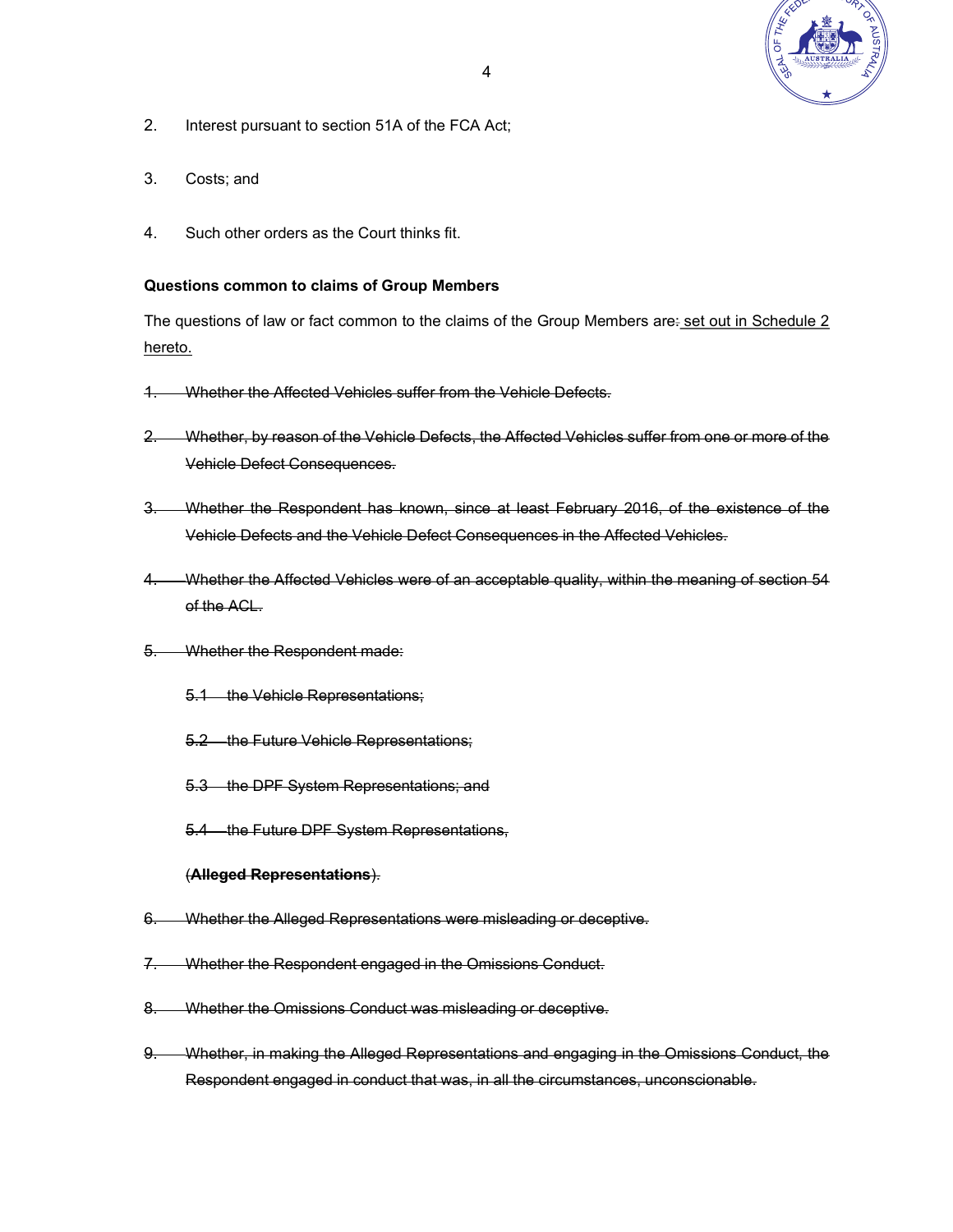2. Interest pursuant to section 51A of the FCA Act;

3. Costs; and

4. Such other orders as the Court thinks fit.

**Questions common to claims of Group Members**

The questions of law or fact common to the claims of the Group Members are~~:~~ <u>set out in Schedule 2 hereto.</u>

~~1. Whether the Affected Vehicles suffer from the Vehicle Defects.~~

~~2. Whether, by reason of the Vehicle Defects, the Affected Vehicles suffer from one or more of the Vehicle Defect Consequences.~~

~~3. Whether the Respondent has known, since at least February 2016, of the existence of the Vehicle Defects and the Vehicle Defect Consequences in the Affected Vehicles.~~

~~4. Whether the Affected Vehicles were of an acceptable quality, within the meaning of section 54 of the ACL.~~

~~5. Whether the Respondent made:~~

~~5.1 the Vehicle Representations;~~

~~5.2 the Future Vehicle Representations;~~

~~5.3 the DPF System Representations; and~~

~~5.4 the Future DPF System Representations,~~

~~(**Alleged Representations**).~~

~~6. Whether the Alleged Representations were misleading or deceptive.~~

~~7. Whether the Respondent engaged in the Omissions Conduct.~~

~~8. Whether the Omissions Conduct was misleading or deceptive.~~

~~9. Whether, in making the Alleged Representations and engaging in the Omissions Conduct, the Respondent engaged in conduct that was, in all the circumstances, unconscionable.~~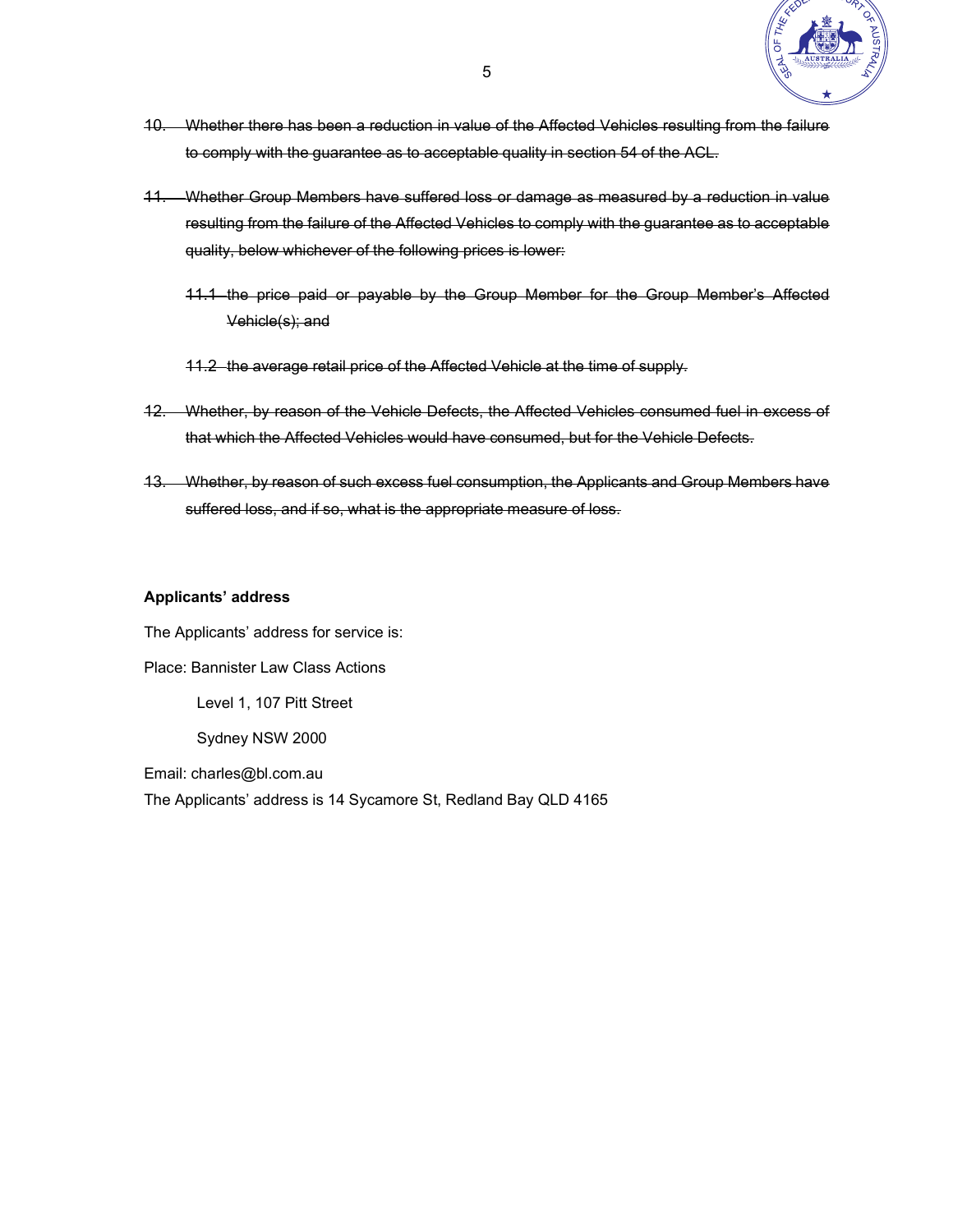10. ~~Whether there has been a reduction in value of the Affected Vehicles resulting from the failure to comply with the guarantee as to acceptable quality in section 54 of the ACL.~~

11. ~~Whether Group Members have suffered loss or damage as measured by a reduction in value resulting from the failure of the Affected Vehicles to comply with the guarantee as to acceptable quality, below whichever of the following prices is lower:~~

    11.1 ~~the price paid or payable by the Group Member for the Group Member's Affected Vehicle(s); and~~

    11.2 ~~the average retail price of the Affected Vehicle at the time of supply.~~

12. ~~Whether, by reason of the Vehicle Defects, the Affected Vehicles consumed fuel in excess of that which the Affected Vehicles would have consumed, but for the Vehicle Defects.~~

13. ~~Whether, by reason of such excess fuel consumption, the Applicants and Group Members have suffered loss, and if so, what is the appropriate measure of loss.~~

**Applicants' address**

The Applicants' address for service is:

Place: Bannister Law Class Actions

Level 1, 107 Pitt Street

Sydney NSW 2000

Email: charles@bl.com.au

The Applicants' address is 14 Sycamore St, Redland Bay QLD 4165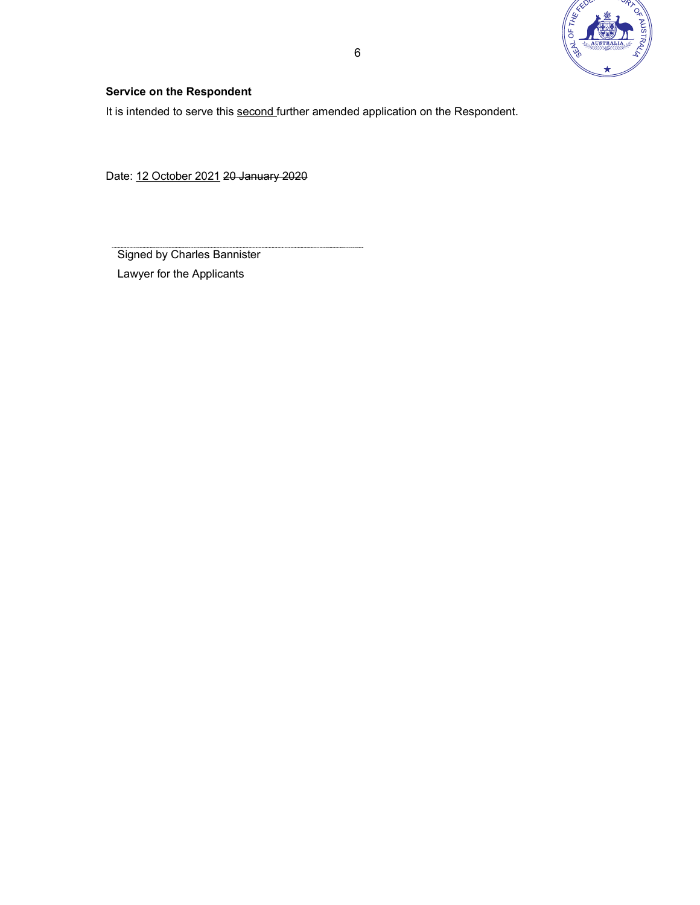**Service on the Respondent**

It is intended to serve this <u>second</u> further amended application on the Respondent.

Date: <u>12 October 2021</u> ~~20 January 2020~~

Signed by Charles Bannister

Lawyer for the Applicants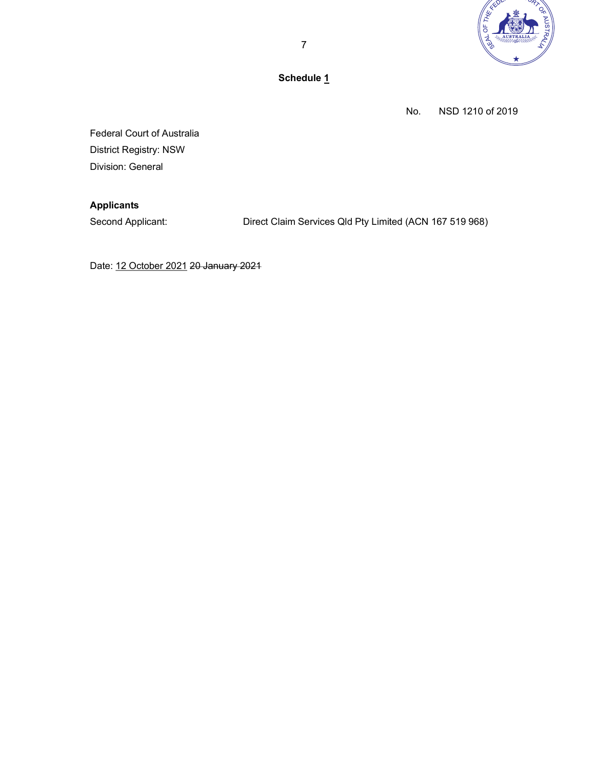**Schedule 1**

No. NSD 1210 of 2019

Federal Court of Australia
District Registry: NSW
Division: General

**Applicants**

Second Applicant: Direct Claim Services Qld Pty Limited (ACN 167 519 968)

Date: 12 October 2021 ~~20 January 2021~~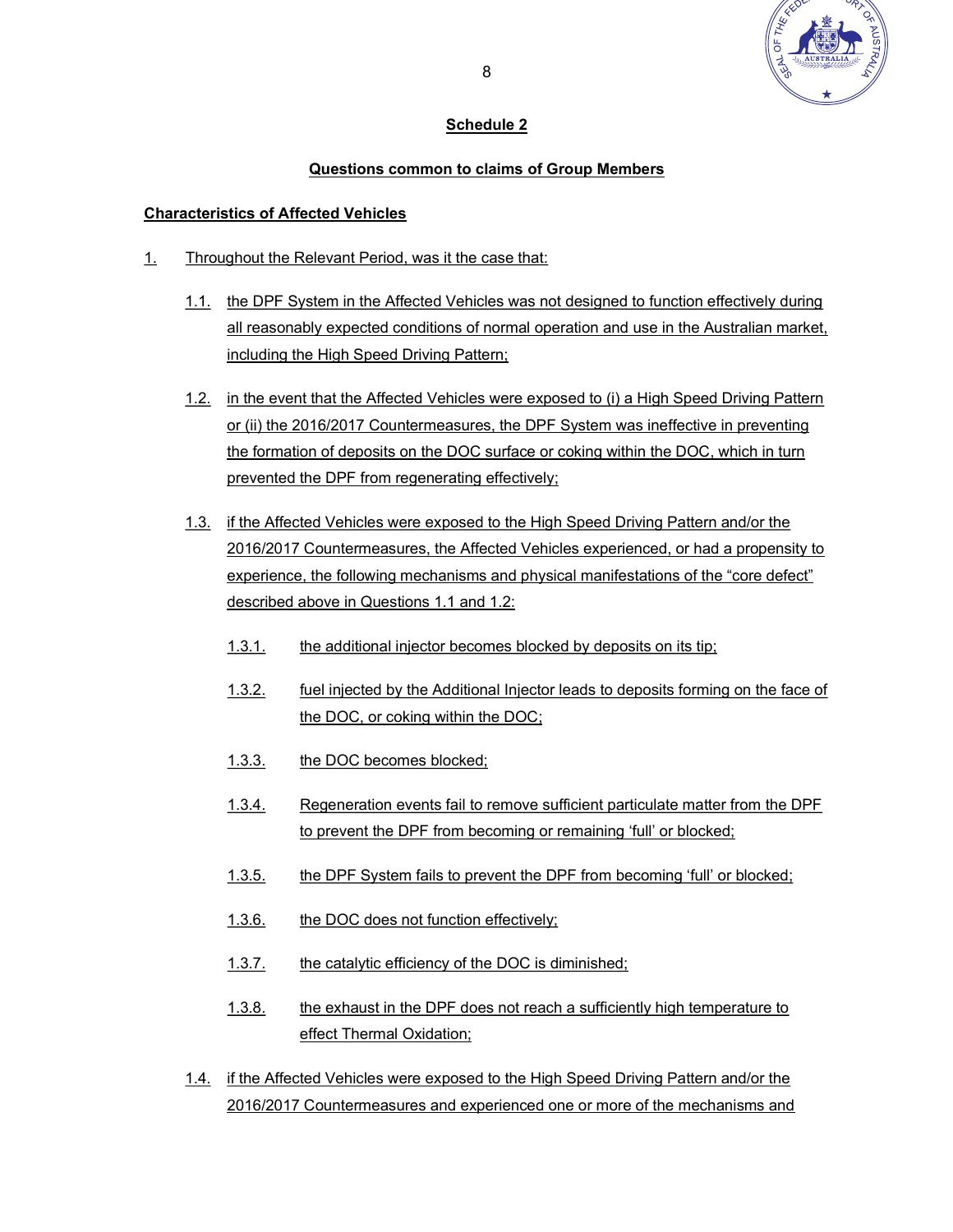## Schedule 2

### Questions common to claims of Group Members

**Characteristics of Affected Vehicles**

1. Throughout the Relevant Period, was it the case that:

   1.1. the DPF System in the Affected Vehicles was not designed to function effectively during all reasonably expected conditions of normal operation and use in the Australian market, including the High Speed Driving Pattern;

   1.2. in the event that the Affected Vehicles were exposed to (i) a High Speed Driving Pattern or (ii) the 2016/2017 Countermeasures, the DPF System was ineffective in preventing the formation of deposits on the DOC surface or coking within the DOC, which in turn prevented the DPF from regenerating effectively;

   1.3. if the Affected Vehicles were exposed to the High Speed Driving Pattern and/or the 2016/2017 Countermeasures, the Affected Vehicles experienced, or had a propensity to experience, the following mechanisms and physical manifestations of the "core defect" described above in Questions 1.1 and 1.2:

      1.3.1. the additional injector becomes blocked by deposits on its tip;

      1.3.2. fuel injected by the Additional Injector leads to deposits forming on the face of the DOC, or coking within the DOC;

      1.3.3. the DOC becomes blocked;

      1.3.4. Regeneration events fail to remove sufficient particulate matter from the DPF to prevent the DPF from becoming or remaining 'full' or blocked;

      1.3.5. the DPF System fails to prevent the DPF from becoming 'full' or blocked;

      1.3.6. the DOC does not function effectively;

      1.3.7. the catalytic efficiency of the DOC is diminished;

      1.3.8. the exhaust in the DPF does not reach a sufficiently high temperature to effect Thermal Oxidation;

   1.4. if the Affected Vehicles were exposed to the High Speed Driving Pattern and/or the 2016/2017 Countermeasures and experienced one or more of the mechanisms and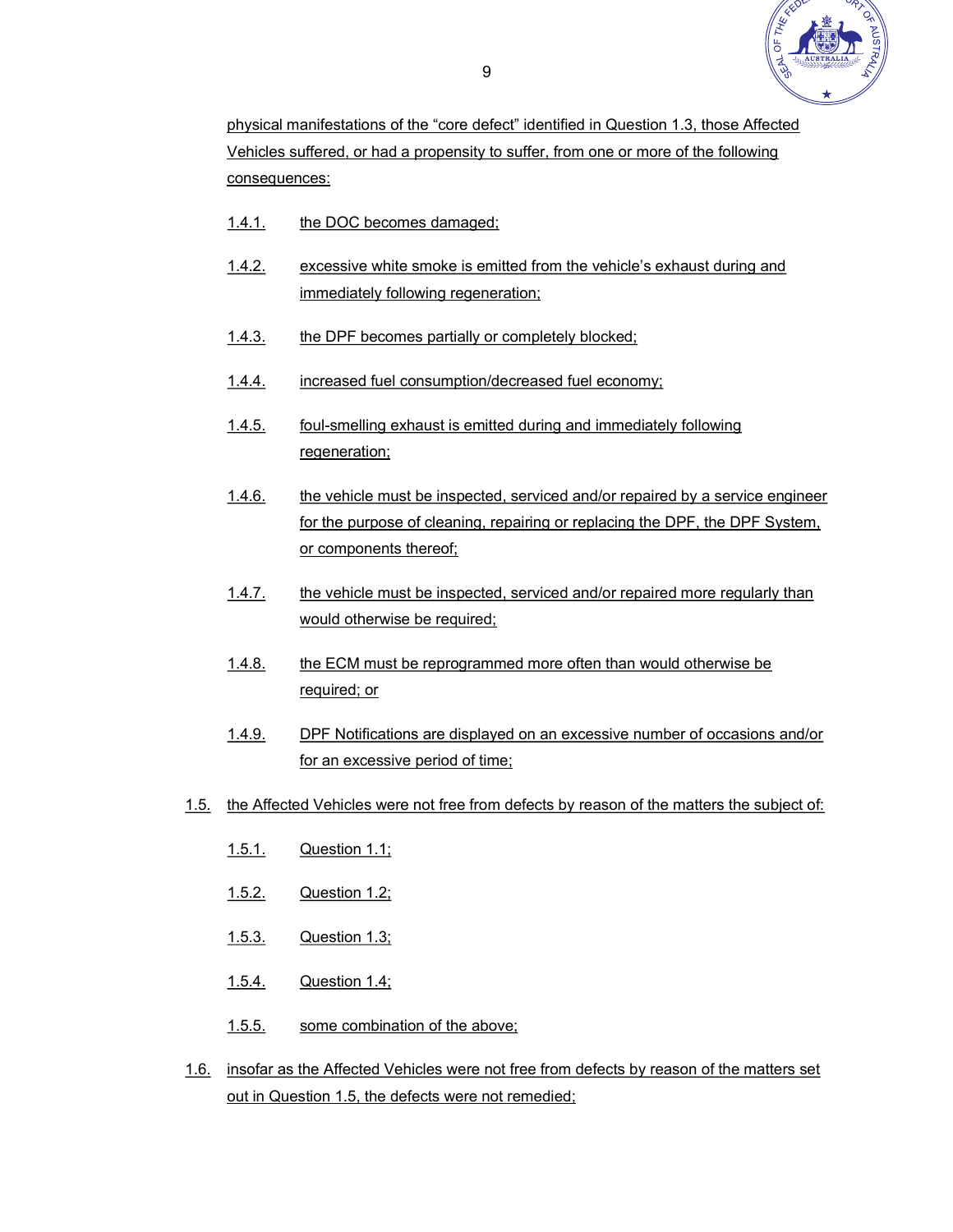physical manifestations of the "core defect" identified in Question 1.3, those Affected Vehicles suffered, or had a propensity to suffer, from one or more of the following consequences:

1.4.1. the DOC becomes damaged;

1.4.2. excessive white smoke is emitted from the vehicle's exhaust during and immediately following regeneration;

1.4.3. the DPF becomes partially or completely blocked;

1.4.4. increased fuel consumption/decreased fuel economy;

1.4.5. foul-smelling exhaust is emitted during and immediately following regeneration;

1.4.6. the vehicle must be inspected, serviced and/or repaired by a service engineer for the purpose of cleaning, repairing or replacing the DPF, the DPF System, or components thereof;

1.4.7. the vehicle must be inspected, serviced and/or repaired more regularly than would otherwise be required;

1.4.8. the ECM must be reprogrammed more often than would otherwise be required; or

1.4.9. DPF Notifications are displayed on an excessive number of occasions and/or for an excessive period of time;

1.5. the Affected Vehicles were not free from defects by reason of the matters the subject of:

1.5.1. Question 1.1;

1.5.2. Question 1.2;

1.5.3. Question 1.3;

1.5.4. Question 1.4;

1.5.5. some combination of the above;

1.6. insofar as the Affected Vehicles were not free from defects by reason of the matters set out in Question 1.5, the defects were not remedied;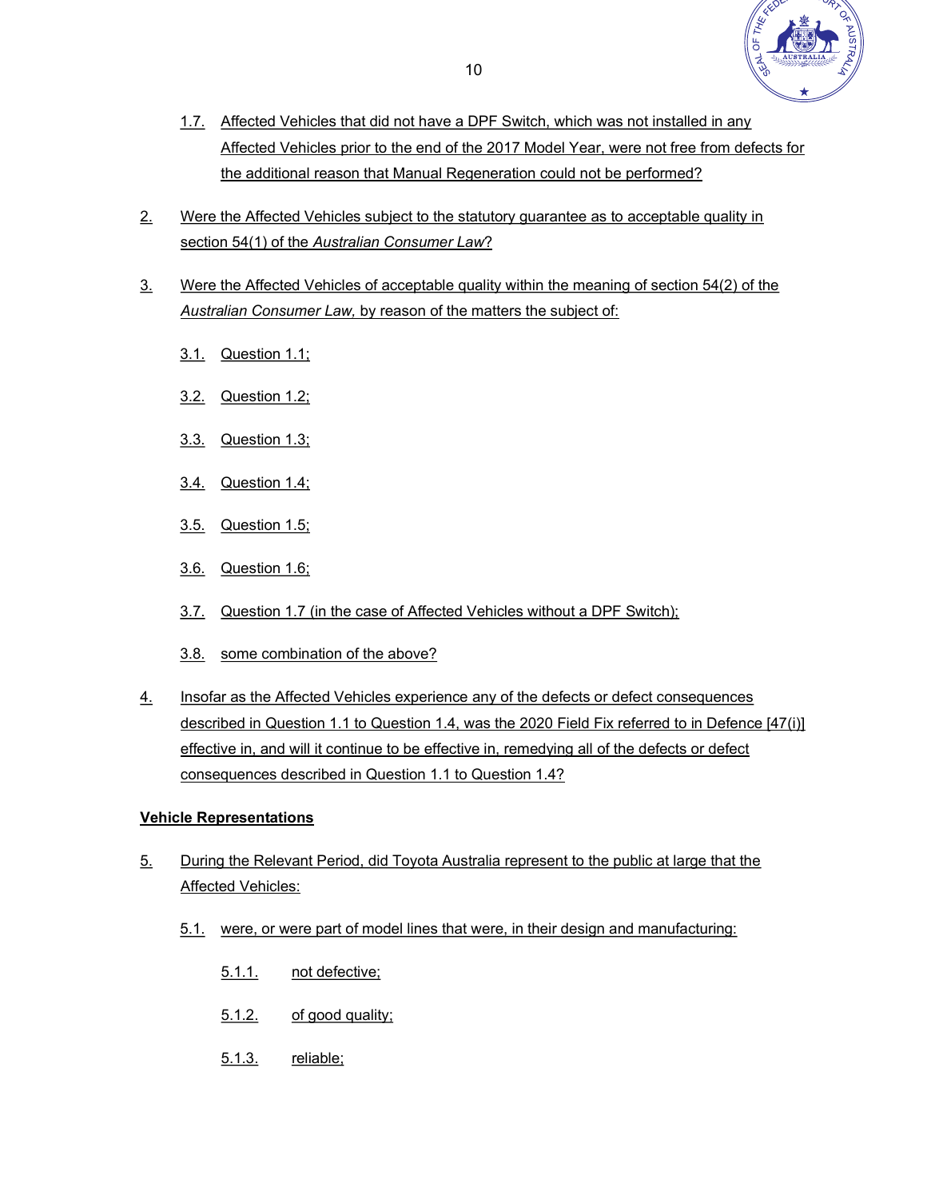1.7. Affected Vehicles that did not have a DPF Switch, which was not installed in any Affected Vehicles prior to the end of the 2017 Model Year, were not free from defects for the additional reason that Manual Regeneration could not be performed?

2. Were the Affected Vehicles subject to the statutory guarantee as to acceptable quality in section 54(1) of the *Australian Consumer Law*?

3. Were the Affected Vehicles of acceptable quality within the meaning of section 54(2) of the *Australian Consumer Law,* by reason of the matters the subject of:

   3.1. Question 1.1;

   3.2. Question 1.2;

   3.3. Question 1.3;

   3.4. Question 1.4;

   3.5. Question 1.5;

   3.6. Question 1.6;

   3.7. Question 1.7 (in the case of Affected Vehicles without a DPF Switch);

   3.8. some combination of the above?

4. Insofar as the Affected Vehicles experience any of the defects or defect consequences described in Question 1.1 to Question 1.4, was the 2020 Field Fix referred to in Defence [47(i)] effective in, and will it continue to be effective in, remedying all of the defects or defect consequences described in Question 1.1 to Question 1.4?

**Vehicle Representations**

5. During the Relevant Period, did Toyota Australia represent to the public at large that the Affected Vehicles:

   5.1. were, or were part of model lines that were, in their design and manufacturing:

      5.1.1. not defective;

      5.1.2. of good quality;

      5.1.3. reliable;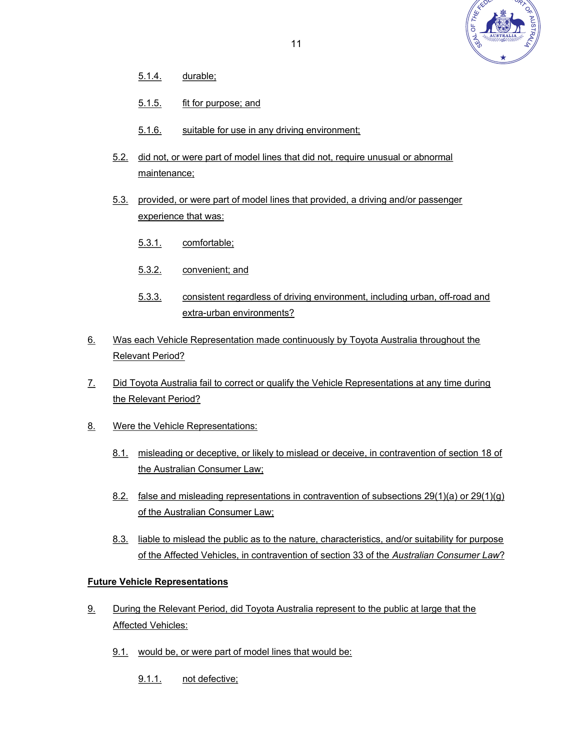5.1.4. durable;

5.1.5. fit for purpose; and

5.1.6. suitable for use in any driving environment;

5.2. did not, or were part of model lines that did not, require unusual or abnormal maintenance;

5.3. provided, or were part of model lines that provided, a driving and/or passenger experience that was:

5.3.1. comfortable;

5.3.2. convenient; and

5.3.3. consistent regardless of driving environment, including urban, off-road and extra-urban environments?

6. Was each Vehicle Representation made continuously by Toyota Australia throughout the Relevant Period?

7. Did Toyota Australia fail to correct or qualify the Vehicle Representations at any time during the Relevant Period?

8. Were the Vehicle Representations:

8.1. misleading or deceptive, or likely to mislead or deceive, in contravention of section 18 of the Australian Consumer Law;

8.2. false and misleading representations in contravention of subsections 29(1)(a) or 29(1)(g) of the Australian Consumer Law;

8.3. liable to mislead the public as to the nature, characteristics, and/or suitability for purpose of the Affected Vehicles, in contravention of section 33 of the *Australian Consumer Law*?

**Future Vehicle Representations**

9. During the Relevant Period, did Toyota Australia represent to the public at large that the Affected Vehicles:

9.1. would be, or were part of model lines that would be:

9.1.1. not defective;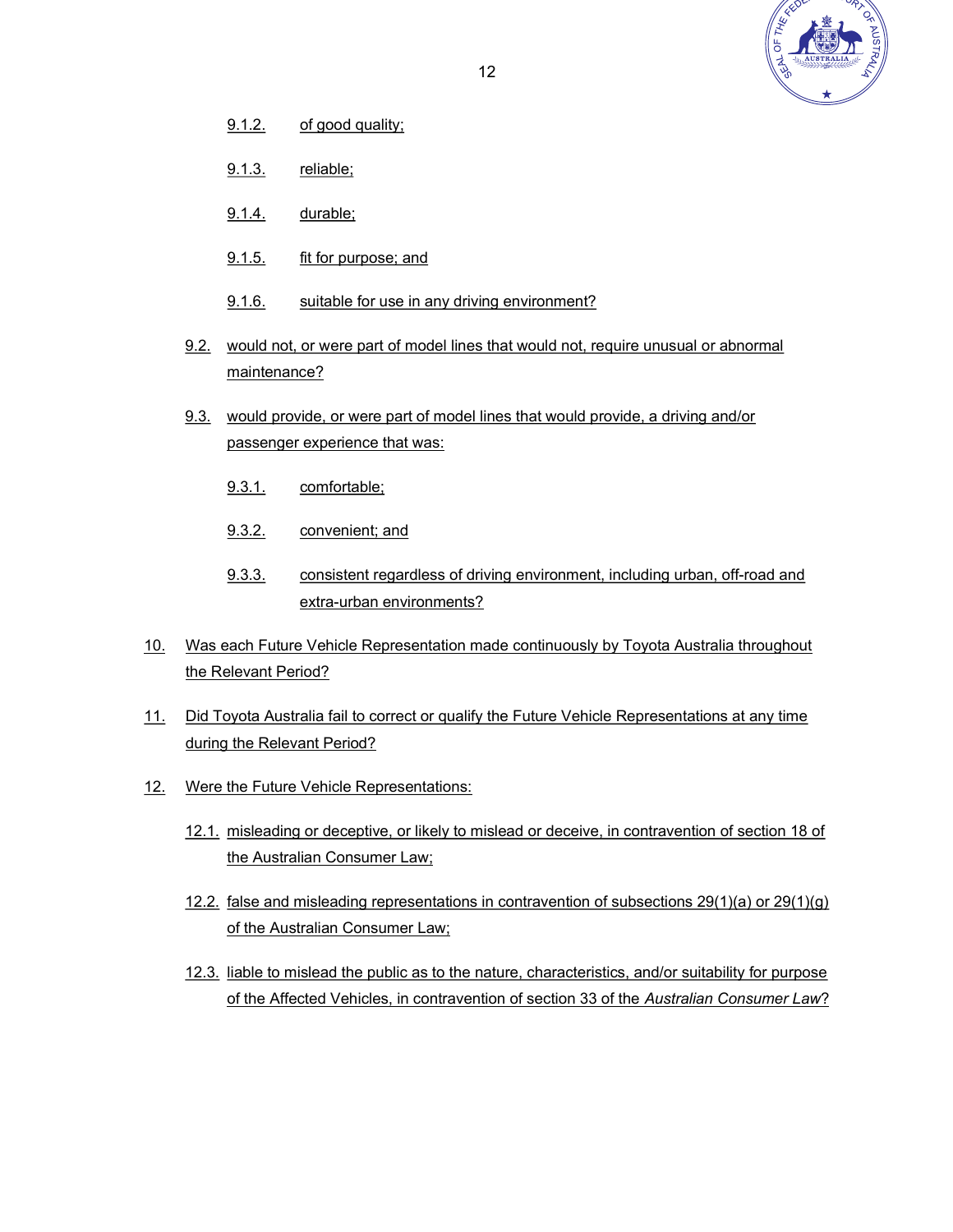9.1.2. of good quality;

9.1.3. reliable;

9.1.4. durable;

9.1.5. fit for purpose; and

9.1.6. suitable for use in any driving environment?

9.2. would not, or were part of model lines that would not, require unusual or abnormal maintenance?

9.3. would provide, or were part of model lines that would provide, a driving and/or passenger experience that was:

9.3.1. comfortable;

9.3.2. convenient; and

9.3.3. consistent regardless of driving environment, including urban, off-road and extra-urban environments?

10. Was each Future Vehicle Representation made continuously by Toyota Australia throughout the Relevant Period?

11. Did Toyota Australia fail to correct or qualify the Future Vehicle Representations at any time during the Relevant Period?

12. Were the Future Vehicle Representations:

12.1. misleading or deceptive, or likely to mislead or deceive, in contravention of section 18 of the Australian Consumer Law;

12.2. false and misleading representations in contravention of subsections 29(1)(a) or 29(1)(g) of the Australian Consumer Law;

12.3. liable to mislead the public as to the nature, characteristics, and/or suitability for purpose of the Affected Vehicles, in contravention of section 33 of the *Australian Consumer Law*?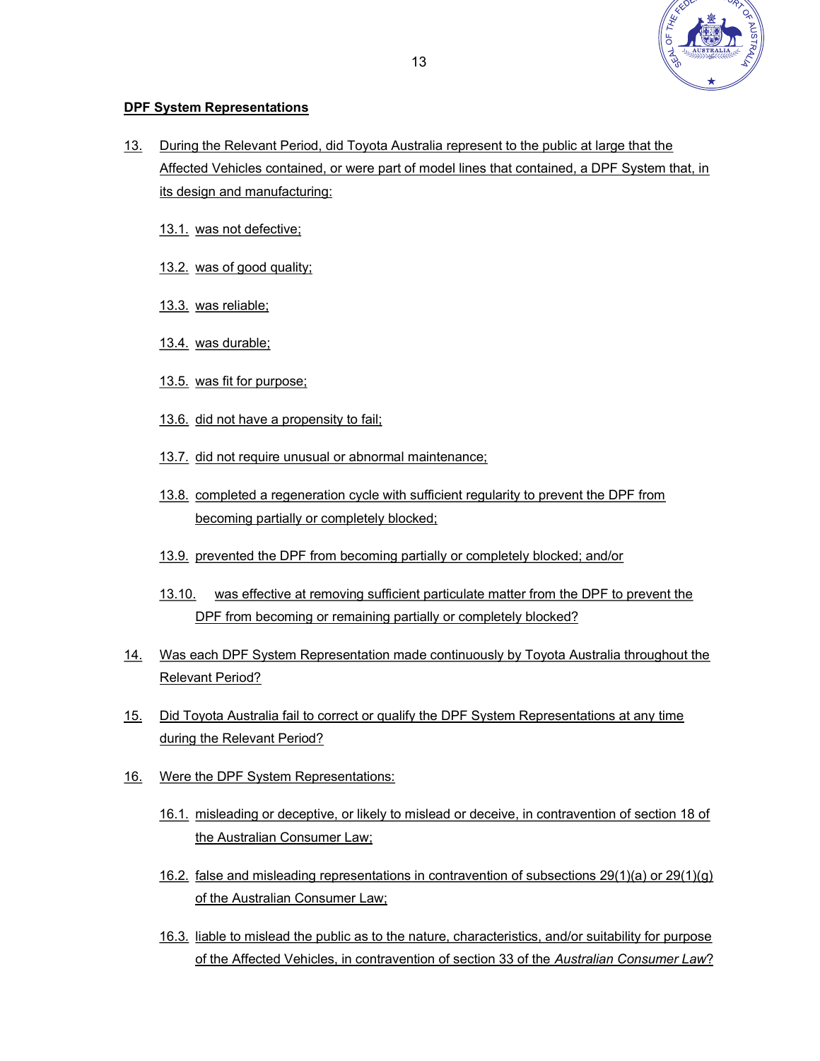**DPF System Representations**

13. During the Relevant Period, did Toyota Australia represent to the public at large that the Affected Vehicles contained, or were part of model lines that contained, a DPF System that, in its design and manufacturing:

    13.1. was not defective;

    13.2. was of good quality;

    13.3. was reliable;

    13.4. was durable;

    13.5. was fit for purpose;

    13.6. did not have a propensity to fail;

    13.7. did not require unusual or abnormal maintenance;

    13.8. completed a regeneration cycle with sufficient regularity to prevent the DPF from becoming partially or completely blocked;

    13.9. prevented the DPF from becoming partially or completely blocked; and/or

    13.10. was effective at removing sufficient particulate matter from the DPF to prevent the DPF from becoming or remaining partially or completely blocked?

14. Was each DPF System Representation made continuously by Toyota Australia throughout the Relevant Period?

15. Did Toyota Australia fail to correct or qualify the DPF System Representations at any time during the Relevant Period?

16. Were the DPF System Representations:

    16.1. misleading or deceptive, or likely to mislead or deceive, in contravention of section 18 of the Australian Consumer Law;

    16.2. false and misleading representations in contravention of subsections 29(1)(a) or 29(1)(g) of the Australian Consumer Law;

    16.3. liable to mislead the public as to the nature, characteristics, and/or suitability for purpose of the Affected Vehicles, in contravention of section 33 of the *Australian Consumer Law*?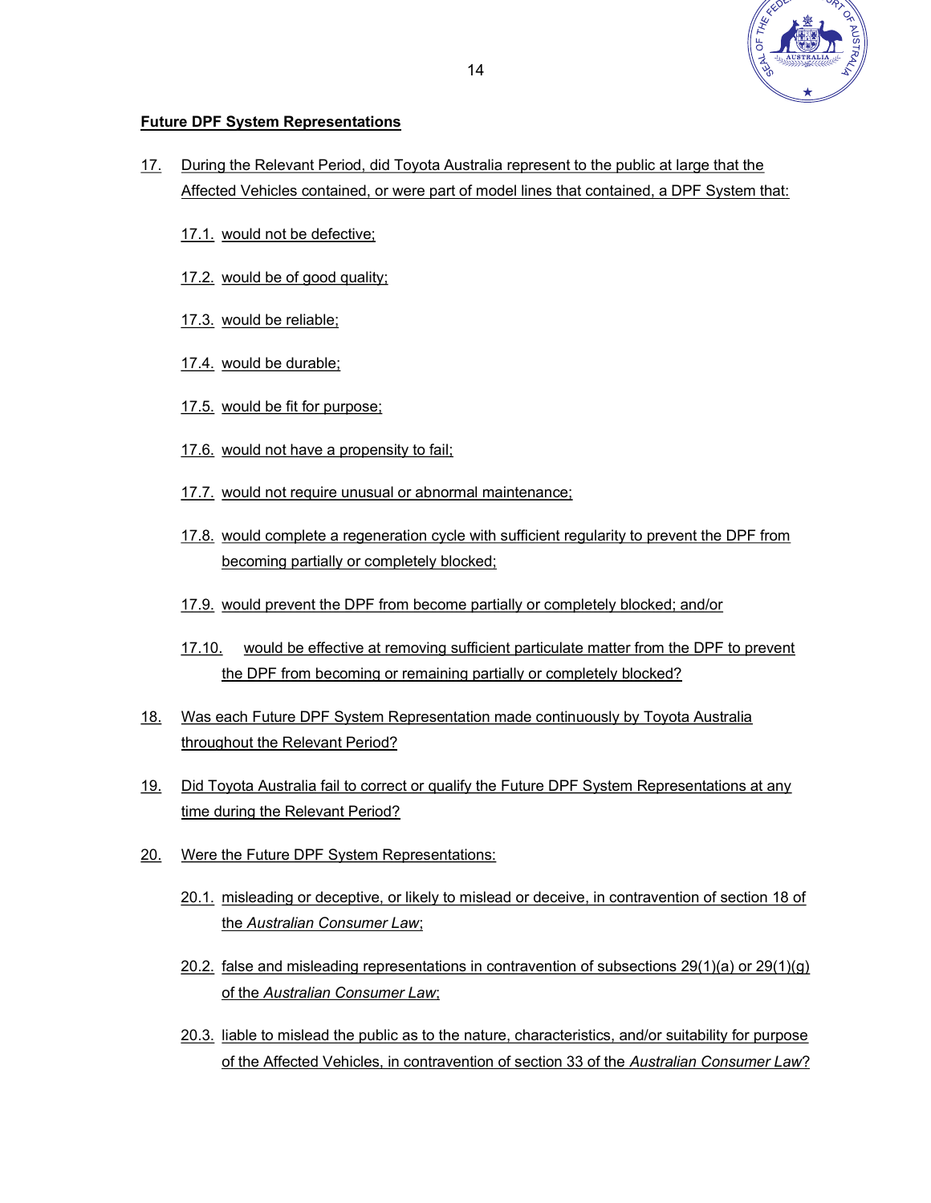**Future DPF System Representations**

17. During the Relevant Period, did Toyota Australia represent to the public at large that the Affected Vehicles contained, or were part of model lines that contained, a DPF System that:

    17.1. would not be defective;

    17.2. would be of good quality;

    17.3. would be reliable;

    17.4. would be durable;

    17.5. would be fit for purpose;

    17.6. would not have a propensity to fail;

    17.7. would not require unusual or abnormal maintenance;

    17.8. would complete a regeneration cycle with sufficient regularity to prevent the DPF from becoming partially or completely blocked;

    17.9. would prevent the DPF from become partially or completely blocked; and/or

    17.10. would be effective at removing sufficient particulate matter from the DPF to prevent the DPF from becoming or remaining partially or completely blocked?

18. Was each Future DPF System Representation made continuously by Toyota Australia throughout the Relevant Period?

19. Did Toyota Australia fail to correct or qualify the Future DPF System Representations at any time during the Relevant Period?

20. Were the Future DPF System Representations:

    20.1. misleading or deceptive, or likely to mislead or deceive, in contravention of section 18 of the *Australian Consumer Law*;

    20.2. false and misleading representations in contravention of subsections 29(1)(a) or 29(1)(g) of the *Australian Consumer Law*;

    20.3. liable to mislead the public as to the nature, characteristics, and/or suitability for purpose of the Affected Vehicles, in contravention of section 33 of the *Australian Consumer Law*?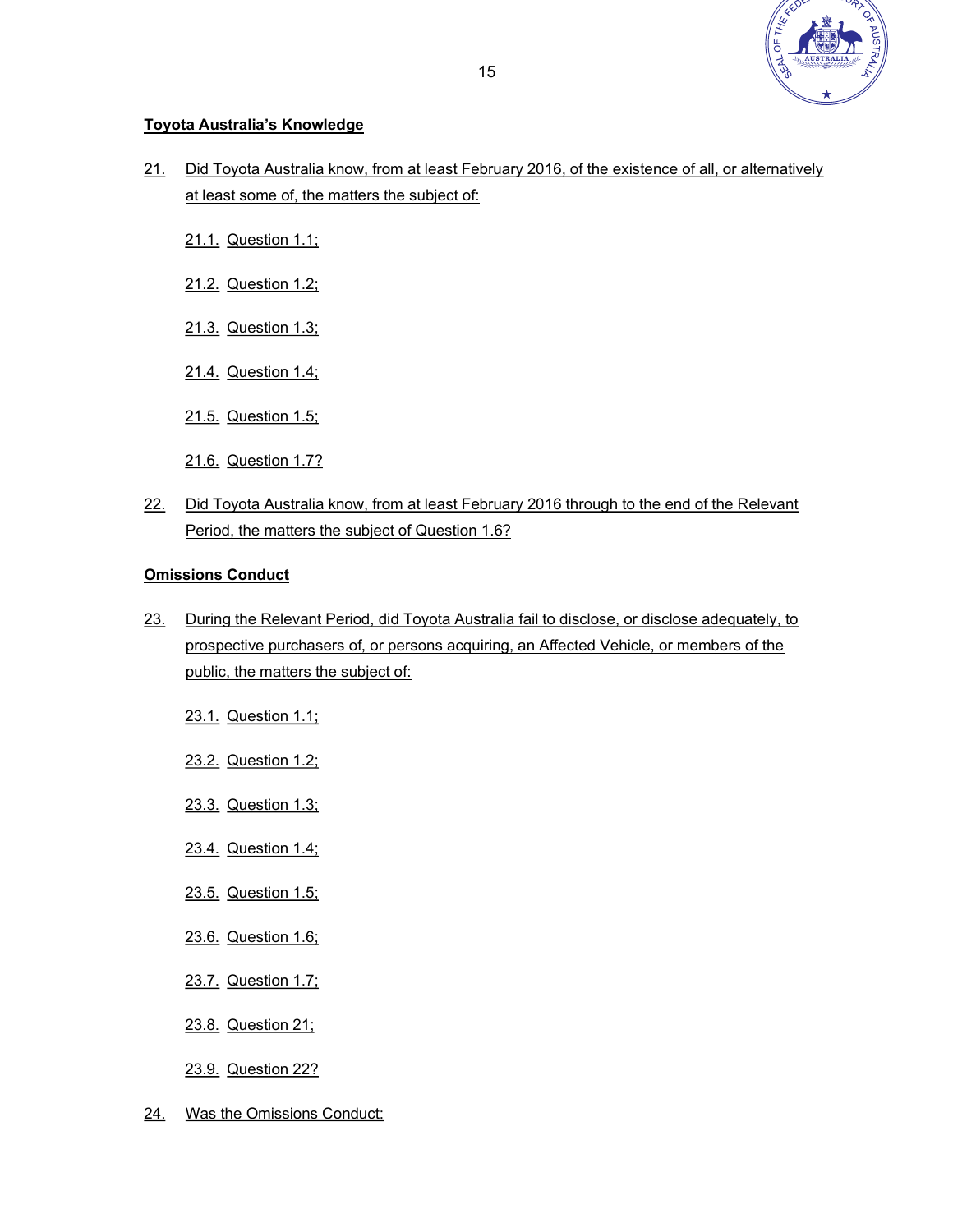**Toyota Australia's Knowledge**

21. Did Toyota Australia know, from at least February 2016, of the existence of all, or alternatively at least some of, the matters the subject of:

    21.1. Question 1.1;

    21.2. Question 1.2;

    21.3. Question 1.3;

    21.4. Question 1.4;

    21.5. Question 1.5;

    21.6. Question 1.7?

22. Did Toyota Australia know, from at least February 2016 through to the end of the Relevant Period, the matters the subject of Question 1.6?

**Omissions Conduct**

23. During the Relevant Period, did Toyota Australia fail to disclose, or disclose adequately, to prospective purchasers of, or persons acquiring, an Affected Vehicle, or members of the public, the matters the subject of:

    23.1. Question 1.1;

    23.2. Question 1.2;

    23.3. Question 1.3;

    23.4. Question 1.4;

    23.5. Question 1.5;

    23.6. Question 1.6;

    23.7. Question 1.7;

    23.8. Question 21;

    23.9. Question 22?

24. Was the Omissions Conduct: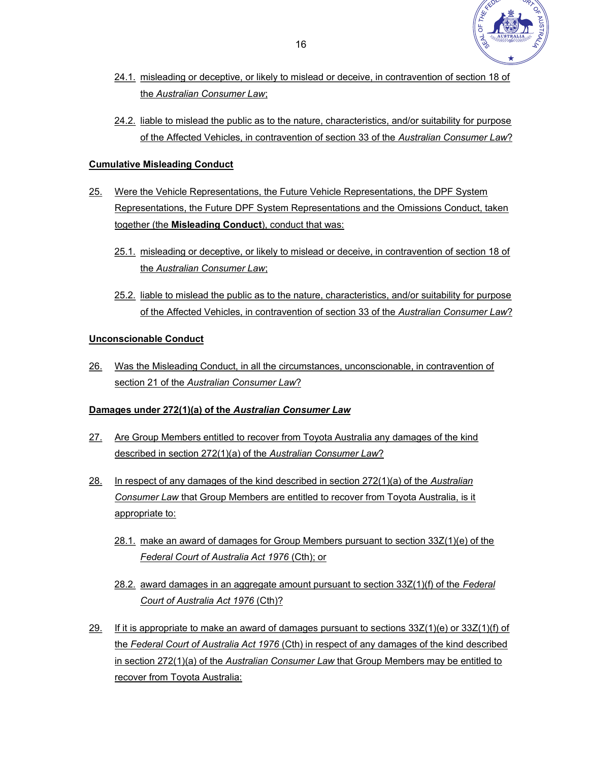24.1. misleading or deceptive, or likely to mislead or deceive, in contravention of section 18 of the *Australian Consumer Law*;

24.2. liable to mislead the public as to the nature, characteristics, and/or suitability for purpose of the Affected Vehicles, in contravention of section 33 of the *Australian Consumer Law*?

**Cumulative Misleading Conduct**

25. Were the Vehicle Representations, the Future Vehicle Representations, the DPF System Representations, the Future DPF System Representations and the Omissions Conduct, taken together (the **Misleading Conduct**), conduct that was:

 25.1. misleading or deceptive, or likely to mislead or deceive, in contravention of section 18 of the *Australian Consumer Law*;

 25.2. liable to mislead the public as to the nature, characteristics, and/or suitability for purpose of the Affected Vehicles, in contravention of section 33 of the *Australian Consumer Law*?

**Unconscionable Conduct**

26. Was the Misleading Conduct, in all the circumstances, unconscionable, in contravention of section 21 of the *Australian Consumer Law*?

**Damages under 272(1)(a) of the *Australian Consumer Law***

27. Are Group Members entitled to recover from Toyota Australia any damages of the kind described in section 272(1)(a) of the *Australian Consumer Law*?

28. In respect of any damages of the kind described in section 272(1)(a) of the *Australian Consumer Law* that Group Members are entitled to recover from Toyota Australia, is it appropriate to:

 28.1. make an award of damages for Group Members pursuant to section 33Z(1)(e) of the *Federal Court of Australia Act 1976* (Cth); or

 28.2. award damages in an aggregate amount pursuant to section 33Z(1)(f) of the *Federal Court of Australia Act 1976* (Cth)?

29. If it is appropriate to make an award of damages pursuant to sections 33Z(1)(e) or 33Z(1)(f) of the *Federal Court of Australia Act 1976* (Cth) in respect of any damages of the kind described in section 272(1)(a) of the *Australian Consumer Law* that Group Members may be entitled to recover from Toyota Australia: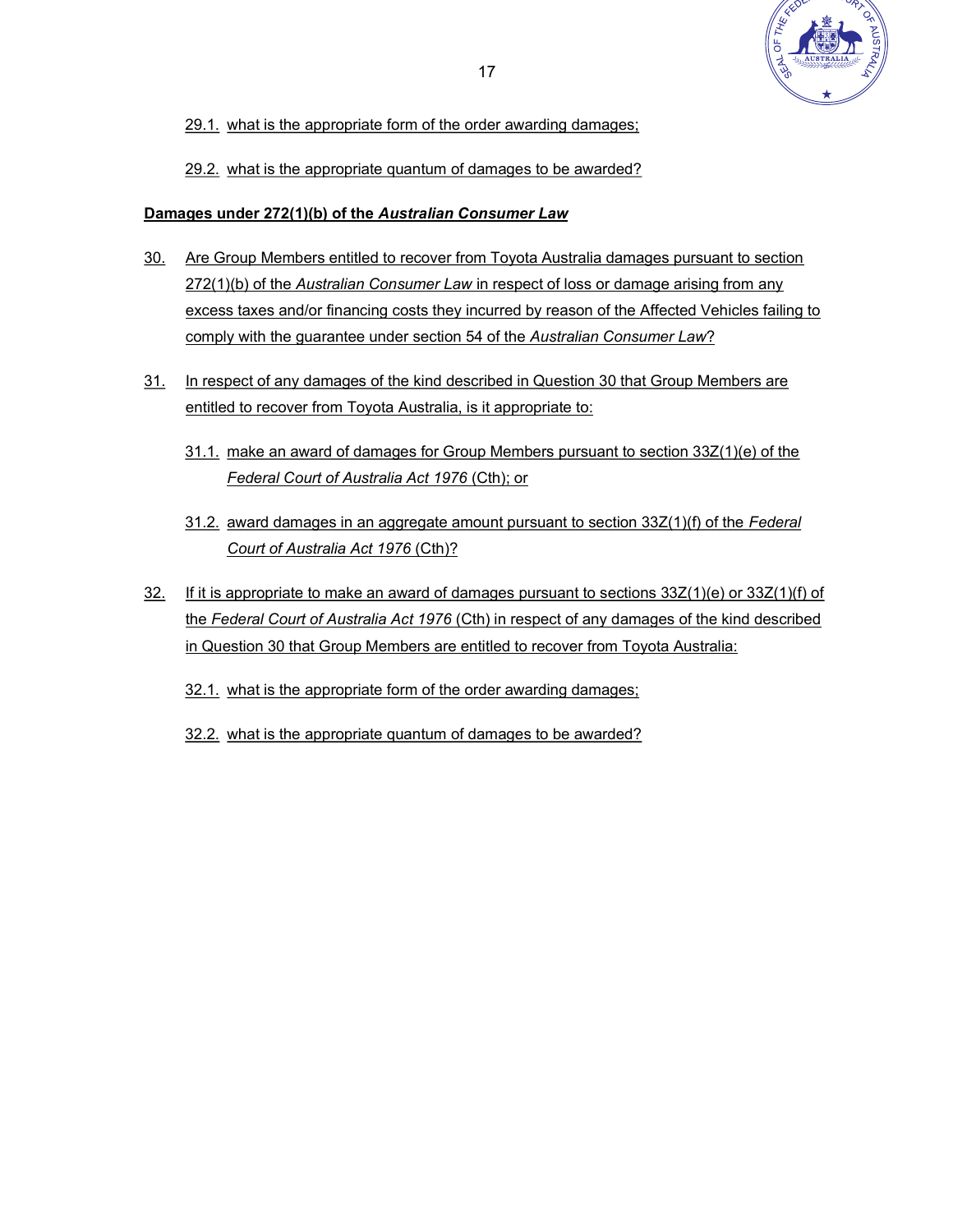29.1. what is the appropriate form of the order awarding damages;

29.2. what is the appropriate quantum of damages to be awarded?

**Damages under 272(1)(b) of the *Australian Consumer Law***

30. Are Group Members entitled to recover from Toyota Australia damages pursuant to section 272(1)(b) of the *Australian Consumer Law* in respect of loss or damage arising from any excess taxes and/or financing costs they incurred by reason of the Affected Vehicles failing to comply with the guarantee under section 54 of the *Australian Consumer Law*?

31. In respect of any damages of the kind described in Question 30 that Group Members are entitled to recover from Toyota Australia, is it appropriate to:

    31.1. make an award of damages for Group Members pursuant to section 33Z(1)(e) of the *Federal Court of Australia Act 1976* (Cth); or

    31.2. award damages in an aggregate amount pursuant to section 33Z(1)(f) of the *Federal Court of Australia Act 1976* (Cth)?

32. If it is appropriate to make an award of damages pursuant to sections 33Z(1)(e) or 33Z(1)(f) of the *Federal Court of Australia Act 1976* (Cth) in respect of any damages of the kind described in Question 30 that Group Members are entitled to recover from Toyota Australia:

    32.1. what is the appropriate form of the order awarding damages;

    32.2. what is the appropriate quantum of damages to be awarded?